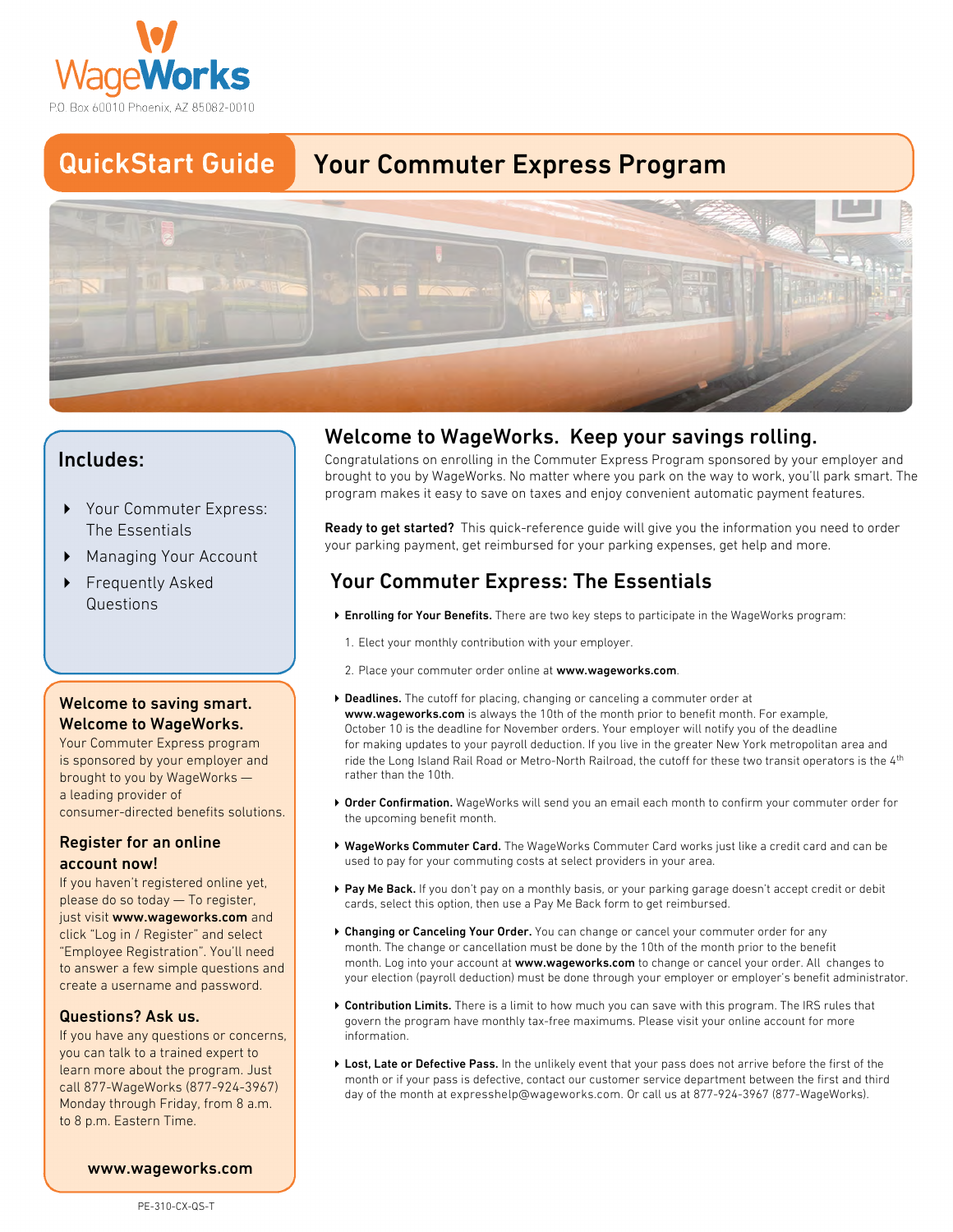WageWorks

P.O. Box 60010 Phoenix, AZ 85082-0010

# QuickStart Guide — Your Commuter Express Program

## Welcome to WageWorks. Keep your savings rolling.

Congratulations on enrolling in the Commuter Express Program sponsored by your employer and brought to you by WageWorks. No matter where you park on the way to work, you'll park smart. The program makes it easy to save on taxes and enjoy convenient automatic payment features.

**Ready to get started?** This quick-reference guide will give you the information you need to order your parking payment, get reimbursed for your parking expenses, get help and more.

## Your Commuter Express: The Essentials

- **Enrolling for Your Benefits.** There are two key steps to participate in the WageWorks program:

  1. Elect your monthly contribution with your employer.
  2. Place your commuter order online at **www.wageworks.com**.

- **Deadlines.** The cutoff for placing, changing or canceling a commuter order at **www.wageworks.com** is always the 10th of the month prior to benefit month. For example, October 10 is the deadline for November orders. Your employer will notify you of the deadline for making updates to your payroll deduction. If you live in the greater New York metropolitan area and ride the Long Island Rail Road or Metro-North Railroad, the cutoff for these two transit operators is the 4th rather than the 10th.

- **Order Confirmation.** WageWorks will send you an email each month to confirm your commuter order for the upcoming benefit month.

- **WageWorks Commuter Card.** The WageWorks Commuter Card works just like a credit card and can be used to pay for your commuting costs at select providers in your area.

- **Pay Me Back.** If you don't pay on a monthly basis, or your parking garage doesn't accept credit or debit cards, select this option, then use a Pay Me Back form to get reimbursed.

- **Changing or Canceling Your Order.** You can change or cancel your commuter order for any month. The change or cancellation must be done by the 10th of the month prior to the benefit month. Log into your account at **www.wageworks.com** to change or cancel your order. All changes to your election (payroll deduction) must be done through your employer or employer's benefit administrator.

- **Contribution Limits.** There is a limit to how much you can save with this program. The IRS rules that govern the program have monthly tax-free maximums. Please visit your online account for more information.

- **Lost, Late or Defective Pass.** In the unlikely event that your pass does not arrive before the first of the month or if your pass is defective, contact our customer service department between the first and third day of the month at expresshelp@wageworks.com. Or call us at 877-924-3967 (877-WageWorks).

### Includes:

- Your Commuter Express: The Essentials
- Managing Your Account
- Frequently Asked Questions

### Welcome to saving smart. Welcome to WageWorks.

Your Commuter Express program is sponsored by your employer and brought to you by WageWorks — a leading provider of consumer-directed benefits solutions.

### Register for an online account now!

If you haven't registered online yet, please do so today — To register, just visit **www.wageworks.com** and click "Log in / Register" and select "Employee Registration". You'll need to answer a few simple questions and create a username and password.

### Questions? Ask us.

If you have any questions or concerns, you can talk to a trained expert to learn more about the program. Just call 877-WageWorks (877-924-3967) Monday through Friday, from 8 a.m. to 8 p.m. Eastern Time.

**www.wageworks.com**

PE-310-CX-QS-T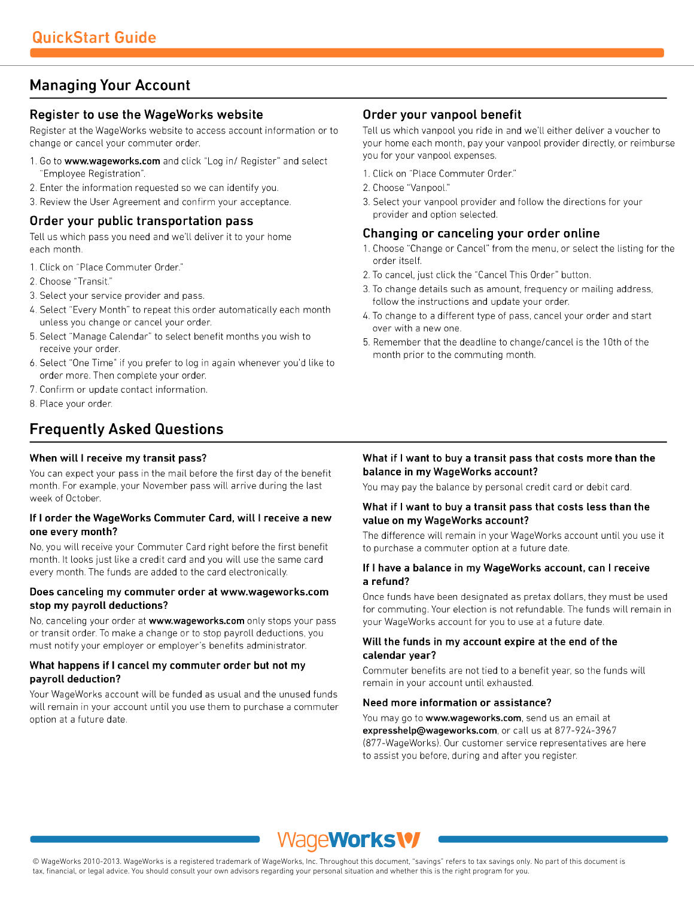# QuickStart Guide

## Managing Your Account

### Register to use the WageWorks website

Register at the WageWorks website to access account information or to change or cancel your commuter order.

1. Go to **www.wageworks.com** and click "Log in/ Register" and select "Employee Registration".
2. Enter the information requested so we can identify you.
3. Review the User Agreement and confirm your acceptance.

### Order your public transportation pass

Tell us which pass you need and we'll deliver it to your home each month.

1. Click on "Place Commuter Order."
2. Choose "Transit."
3. Select your service provider and pass.
4. Select "Every Month" to repeat this order automatically each month unless you change or cancel your order.
5. Select "Manage Calendar" to select benefit months you wish to receive your order.
6. Select "One Time" if you prefer to log in again whenever you'd like to order more. Then complete your order.
7. Confirm or update contact information.
8. Place your order.

### Order your vanpool benefit

Tell us which vanpool you ride in and we'll either deliver a voucher to your home each month, pay your vanpool provider directly, or reimburse you for your vanpool expenses.

1. Click on "Place Commuter Order."
2. Choose "Vanpool."
3. Select your vanpool provider and follow the directions for your provider and option selected.

### Changing or canceling your order online

1. Choose "Change or Cancel" from the menu, or select the listing for the order itself.
2. To cancel, just click the "Cancel This Order" button.
3. To change details such as amount, frequency or mailing address, follow the instructions and update your order.
4. To change to a different type of pass, cancel your order and start over with a new one.
5. Remember that the deadline to change/cancel is the 10th of the month prior to the commuting month.

## Frequently Asked Questions

**When will I receive my transit pass?**

You can expect your pass in the mail before the first day of the benefit month. For example, your November pass will arrive during the last week of October.

**If I order the WageWorks Commuter Card, will I receive a new one every month?**

No, you will receive your Commuter Card right before the first benefit month. It looks just like a credit card and you will use the same card every month. The funds are added to the card electronically.

**Does canceling my commuter order at www.wageworks.com stop my payroll deductions?**

No, canceling your order at **www.wageworks.com** only stops your pass or transit order. To make a change or to stop payroll deductions, you must notify your employer or employer's benefits administrator.

**What happens if I cancel my commuter order but not my payroll deduction?**

Your WageWorks account will be funded as usual and the unused funds will remain in your account until you use them to purchase a commuter option at a future date.

**What if I want to buy a transit pass that costs more than the balance in my WageWorks account?**

You may pay the balance by personal credit card or debit card.

**What if I want to buy a transit pass that costs less than the value on my WageWorks account?**

The difference will remain in your WageWorks account until you use it to purchase a commuter option at a future date.

**If I have a balance in my WageWorks account, can I receive a refund?**

Once funds have been designated as pretax dollars, they must be used for commuting. Your election is not refundable. The funds will remain in your WageWorks account for you to use at a future date.

**Will the funds in my account expire at the end of the calendar year?**

Commuter benefits are not tied to a benefit year, so the funds will remain in your account until exhausted.

**Need more information or assistance?**

You may go to **www.wageworks.com**, send us an email at **expresshelp@wageworks.com**, or call us at 877-924-3967 (877-WageWorks). Our customer service representatives are here to assist you before, during and after you register.

WageWorks

© WageWorks 2010-2013. WageWorks is a registered trademark of WageWorks, Inc. Throughout this document, "savings" refers to tax savings only. No part of this document is tax, financial, or legal advice. You should consult your own advisors regarding your personal situation and whether this is the right program for you.